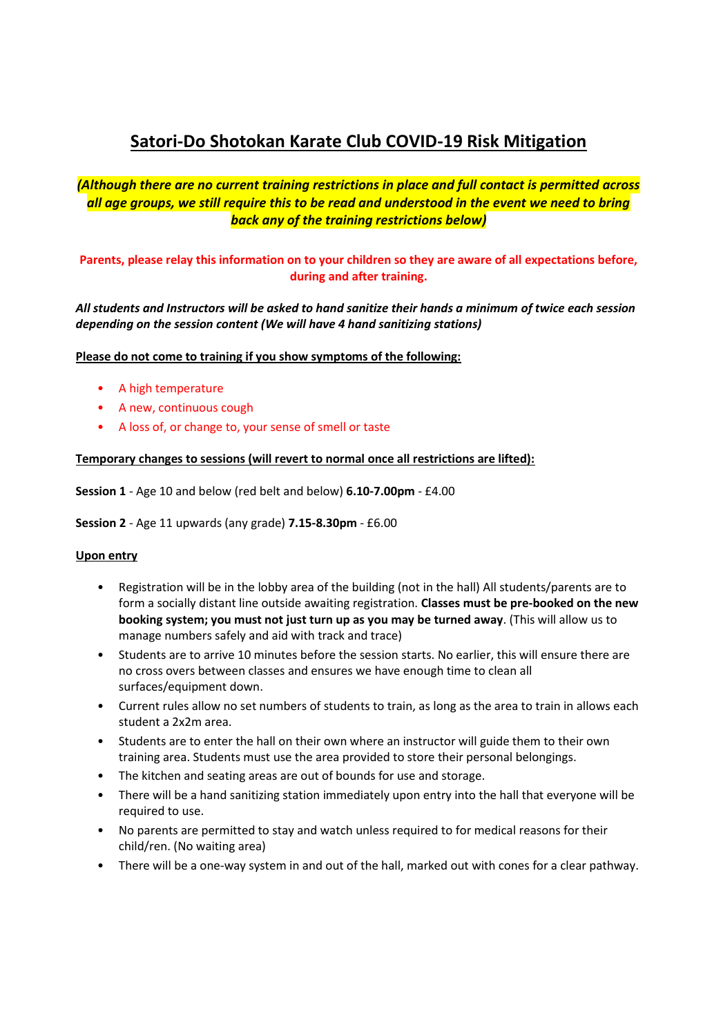# Satori-Do Shotokan Karate Club COVID-19 Risk Mitigation

***(Although there are no current training restrictions in place and full contact is permitted across all age groups, we still require this to be read and understood in the event we need to bring back any of the training restrictions below)***

**Parents, please relay this information on to your children so they are aware of all expectations before, during and after training.**

***All students and Instructors will be asked to hand sanitize their hands a minimum of twice each session depending on the session content (We will have 4 hand sanitizing stations)***

**Please do not come to training if you show symptoms of the following:**

- A high temperature
- A new, continuous cough
- A loss of, or change to, your sense of smell or taste

**Temporary changes to sessions (will revert to normal once all restrictions are lifted):**

**Session 1** - Age 10 and below (red belt and below) **6.10-7.00pm** - £4.00

**Session 2** - Age 11 upwards (any grade) **7.15-8.30pm** - £6.00

**Upon entry**

- Registration will be in the lobby area of the building (not in the hall) All students/parents are to form a socially distant line outside awaiting registration. **Classes must be pre-booked on the new booking system; you must not just turn up as you may be turned away**. (This will allow us to manage numbers safely and aid with track and trace)
- Students are to arrive 10 minutes before the session starts. No earlier, this will ensure there are no cross overs between classes and ensures we have enough time to clean all surfaces/equipment down.
- Current rules allow no set numbers of students to train, as long as the area to train in allows each student a 2x2m area.
- Students are to enter the hall on their own where an instructor will guide them to their own training area. Students must use the area provided to store their personal belongings.
- The kitchen and seating areas are out of bounds for use and storage.
- There will be a hand sanitizing station immediately upon entry into the hall that everyone will be required to use.
- No parents are permitted to stay and watch unless required to for medical reasons for their child/ren. (No waiting area)
- There will be a one-way system in and out of the hall, marked out with cones for a clear pathway.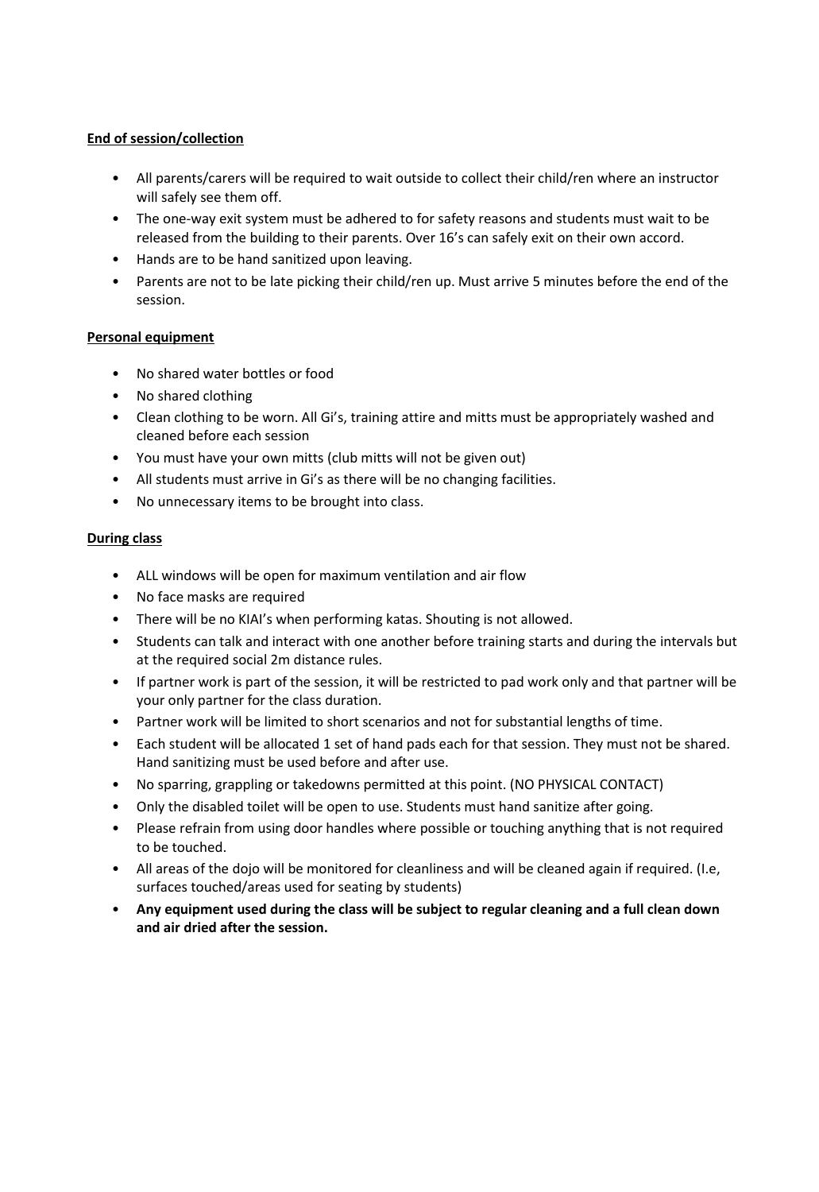**End of session/collection**

- All parents/carers will be required to wait outside to collect their child/ren where an instructor will safely see them off.
- The one-way exit system must be adhered to for safety reasons and students must wait to be released from the building to their parents. Over 16's can safely exit on their own accord.
- Hands are to be hand sanitized upon leaving.
- Parents are not to be late picking their child/ren up. Must arrive 5 minutes before the end of the session.

**Personal equipment**

- No shared water bottles or food
- No shared clothing
- Clean clothing to be worn. All Gi's, training attire and mitts must be appropriately washed and cleaned before each session
- You must have your own mitts (club mitts will not be given out)
- All students must arrive in Gi's as there will be no changing facilities.
- No unnecessary items to be brought into class.

**During class**

- ALL windows will be open for maximum ventilation and air flow
- No face masks are required
- There will be no KIAI's when performing katas. Shouting is not allowed.
- Students can talk and interact with one another before training starts and during the intervals but at the required social 2m distance rules.
- If partner work is part of the session, it will be restricted to pad work only and that partner will be your only partner for the class duration.
- Partner work will be limited to short scenarios and not for substantial lengths of time.
- Each student will be allocated 1 set of hand pads each for that session. They must not be shared. Hand sanitizing must be used before and after use.
- No sparring, grappling or takedowns permitted at this point. (NO PHYSICAL CONTACT)
- Only the disabled toilet will be open to use. Students must hand sanitize after going.
- Please refrain from using door handles where possible or touching anything that is not required to be touched.
- All areas of the dojo will be monitored for cleanliness and will be cleaned again if required. (I.e, surfaces touched/areas used for seating by students)
- **Any equipment used during the class will be subject to regular cleaning and a full clean down and air dried after the session.**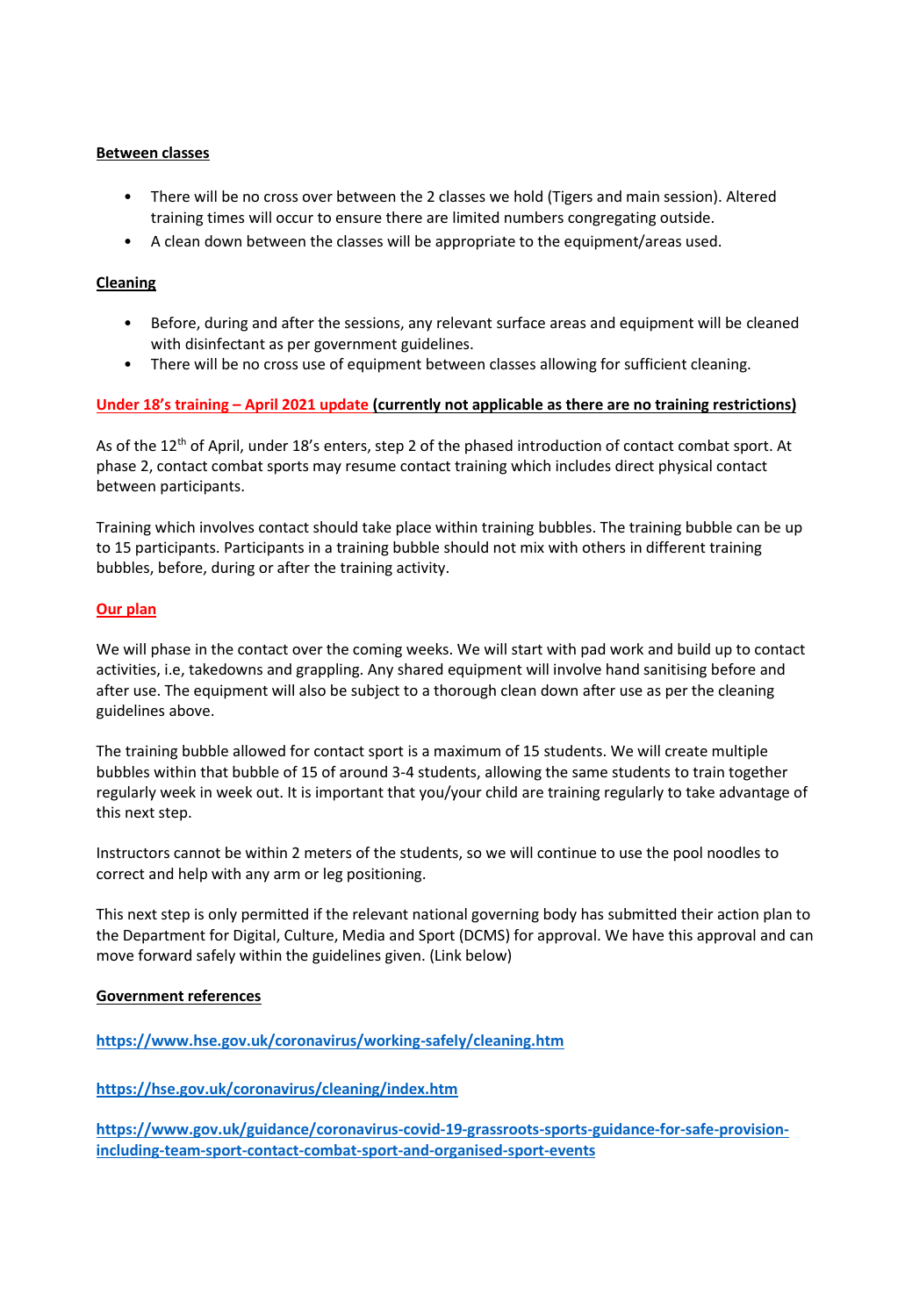**Between classes**

- There will be no cross over between the 2 classes we hold (Tigers and main session). Altered training times will occur to ensure there are limited numbers congregating outside.
- A clean down between the classes will be appropriate to the equipment/areas used.

**Cleaning**

- Before, during and after the sessions, any relevant surface areas and equipment will be cleaned with disinfectant as per government guidelines.
- There will be no cross use of equipment between classes allowing for sufficient cleaning.

**Under 18's training – April 2021 update (currently not applicable as there are no training restrictions)**

As of the 12th of April, under 18's enters, step 2 of the phased introduction of contact combat sport. At phase 2, contact combat sports may resume contact training which includes direct physical contact between participants.

Training which involves contact should take place within training bubbles. The training bubble can be up to 15 participants. Participants in a training bubble should not mix with others in different training bubbles, before, during or after the training activity.

**Our plan**

We will phase in the contact over the coming weeks. We will start with pad work and build up to contact activities, i.e, takedowns and grappling. Any shared equipment will involve hand sanitising before and after use. The equipment will also be subject to a thorough clean down after use as per the cleaning guidelines above.

The training bubble allowed for contact sport is a maximum of 15 students. We will create multiple bubbles within that bubble of 15 of around 3-4 students, allowing the same students to train together regularly week in week out. It is important that you/your child are training regularly to take advantage of this next step.

Instructors cannot be within 2 meters of the students, so we will continue to use the pool noodles to correct and help with any arm or leg positioning.

This next step is only permitted if the relevant national governing body has submitted their action plan to the Department for Digital, Culture, Media and Sport (DCMS) for approval. We have this approval and can move forward safely within the guidelines given. (Link below)

**Government references**

**https://www.hse.gov.uk/coronavirus/working-safely/cleaning.htm**

**https://hse.gov.uk/coronavirus/cleaning/index.htm**

**https://www.gov.uk/guidance/coronavirus-covid-19-grassroots-sports-guidance-for-safe-provision-including-team-sport-contact-combat-sport-and-organised-sport-events**